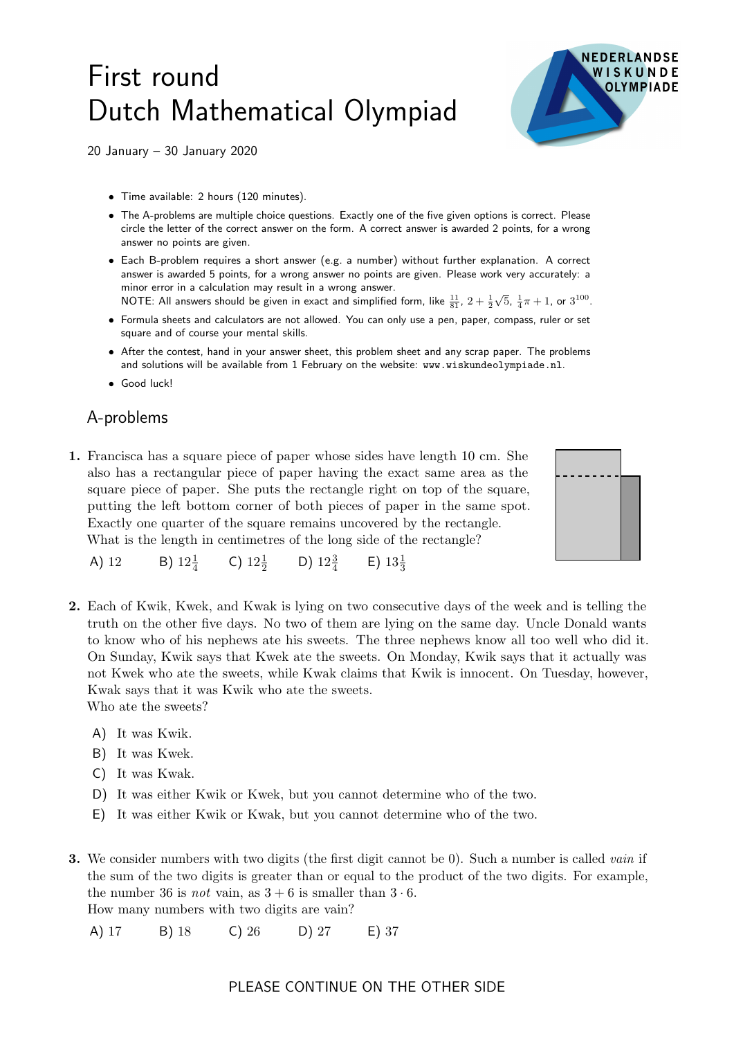# First round
# Dutch Mathematical Olympiad

20 January – 30 January 2020

- Time available: 2 hours (120 minutes).
- The A-problems are multiple choice questions. Exactly one of the five given options is correct. Please circle the letter of the correct answer on the form. A correct answer is awarded 2 points, for a wrong answer no points are given.
- Each B-problem requires a short answer (e.g. a number) without further explanation. A correct answer is awarded 5 points, for a wrong answer no points are given. Please work very accurately: a minor error in a calculation may result in a wrong answer.
  NOTE: All answers should be given in exact and simplified form, like $\frac{11}{81}$, $2 + \frac{1}{2}\sqrt{5}$, $\frac{1}{4}\pi + 1$, or $3^{100}$.
- Formula sheets and calculators are not allowed. You can only use a pen, paper, compass, ruler or set square and of course your mental skills.
- After the contest, hand in your answer sheet, this problem sheet and any scrap paper. The problems and solutions will be available from 1 February on the website: www.wiskundeolympiade.nl.
- Good luck!

## A-problems

**1.** Francisca has a square piece of paper whose sides have length 10 cm. She also has a rectangular piece of paper having the exact same area as the square piece of paper. She puts the rectangle right on top of the square, putting the left bottom corner of both pieces of paper in the same spot. Exactly one quarter of the square remains uncovered by the rectangle. What is the length in centimetres of the long side of the rectangle?

A) 12 B) $12\frac{1}{4}$ C) $12\frac{1}{2}$ D) $12\frac{3}{4}$ E) $13\frac{1}{3}$

**2.** Each of Kwik, Kwek, and Kwak is lying on two consecutive days of the week and is telling the truth on the other five days. No two of them are lying on the same day. Uncle Donald wants to know who of his nephews ate his sweets. The three nephews know all too well who did it. On Sunday, Kwik says that Kwek ate the sweets. On Monday, Kwik says that it actually was not Kwek who ate the sweets, while Kwak claims that Kwik is innocent. On Tuesday, however, Kwak says that it was Kwik who ate the sweets.
Who ate the sweets?

A) It was Kwik.
B) It was Kwek.
C) It was Kwak.
D) It was either Kwik or Kwek, but you cannot determine who of the two.
E) It was either Kwik or Kwak, but you cannot determine who of the two.

**3.** We consider numbers with two digits (the first digit cannot be 0). Such a number is called *vain* if the sum of the two digits is greater than or equal to the product of the two digits. For example, the number 36 is *not* vain, as $3 + 6$ is smaller than $3 \cdot 6$.
How many numbers with two digits are vain?

A) 17 B) 18 C) 26 D) 27 E) 37

PLEASE CONTINUE ON THE OTHER SIDE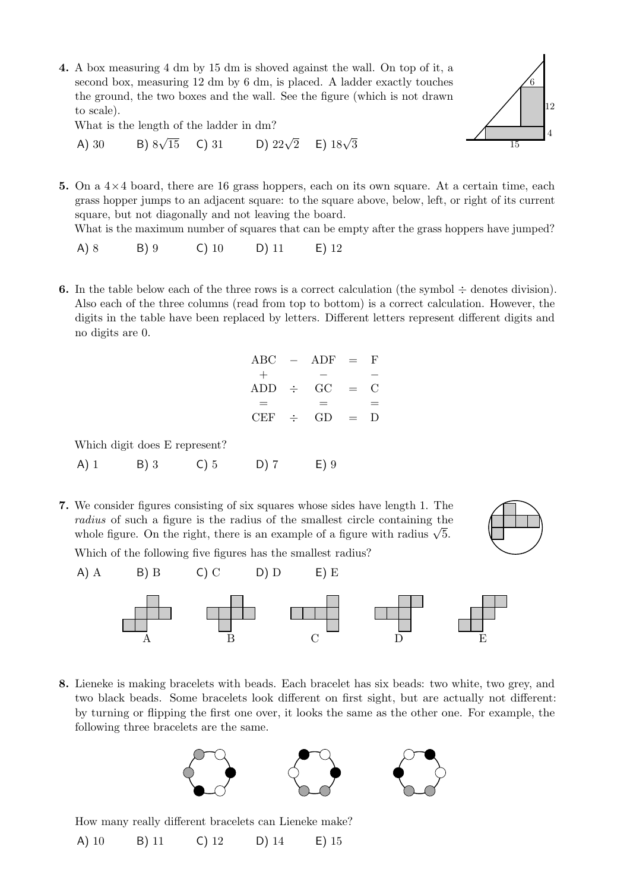**4.** A box measuring 4 dm by 15 dm is shoved against the wall. On top of it, a second box, measuring 12 dm by 6 dm, is placed. A ladder exactly touches the ground, the two boxes and the wall. See the figure (which is not drawn to scale).

What is the length of the ladder in dm?

A) 30 B) $8\sqrt{15}$ C) 31 D) $22\sqrt{2}$ E) $18\sqrt{3}$

**5.** On a $4\times 4$ board, there are 16 grass hoppers, each on its own square. At a certain time, each grass hopper jumps to an adjacent square: to the square above, below, left, or right of its current square, but not diagonally and not leaving the board.

What is the maximum number of squares that can be empty after the grass hoppers have jumped?

A) 8 B) 9 C) 10 D) 11 E) 12

**6.** In the table below each of the three rows is a correct calculation (the symbol $\div$ denotes division). Also each of the three columns (read from top to bottom) is a correct calculation. However, the digits in the table have been replaced by letters. Different letters represent different digits and no digits are 0.

| | | | | |
|---|---|---|---|---|
| ABC | $-$ | ADF | $=$ | F |
| $+$ | | $-$ | | $-$ |
| ADD | $\div$ | GC | $=$ | C |
| $=$ | | $=$ | | $=$ |
| CEF | $\div$ | GD | $=$ | D |

Which digit does E represent?

A) 1 B) 3 C) 5 D) 7 E) 9

**7.** We consider figures consisting of six squares whose sides have length 1. The *radius* of such a figure is the radius of the smallest circle containing the whole figure. On the right, there is an example of a figure with radius $\sqrt{5}$.

Which of the following five figures has the smallest radius?

A) A B) B C) C D) D E) E

**8.** Lieneke is making bracelets with beads. Each bracelet has six beads: two white, two grey, and two black beads. Some bracelets look different on first sight, but are actually not different: by turning or flipping the first one over, it looks the same as the other one. For example, the following three bracelets are the same.

How many really different bracelets can Lieneke make?

A) 10 B) 11 C) 12 D) 14 E) 15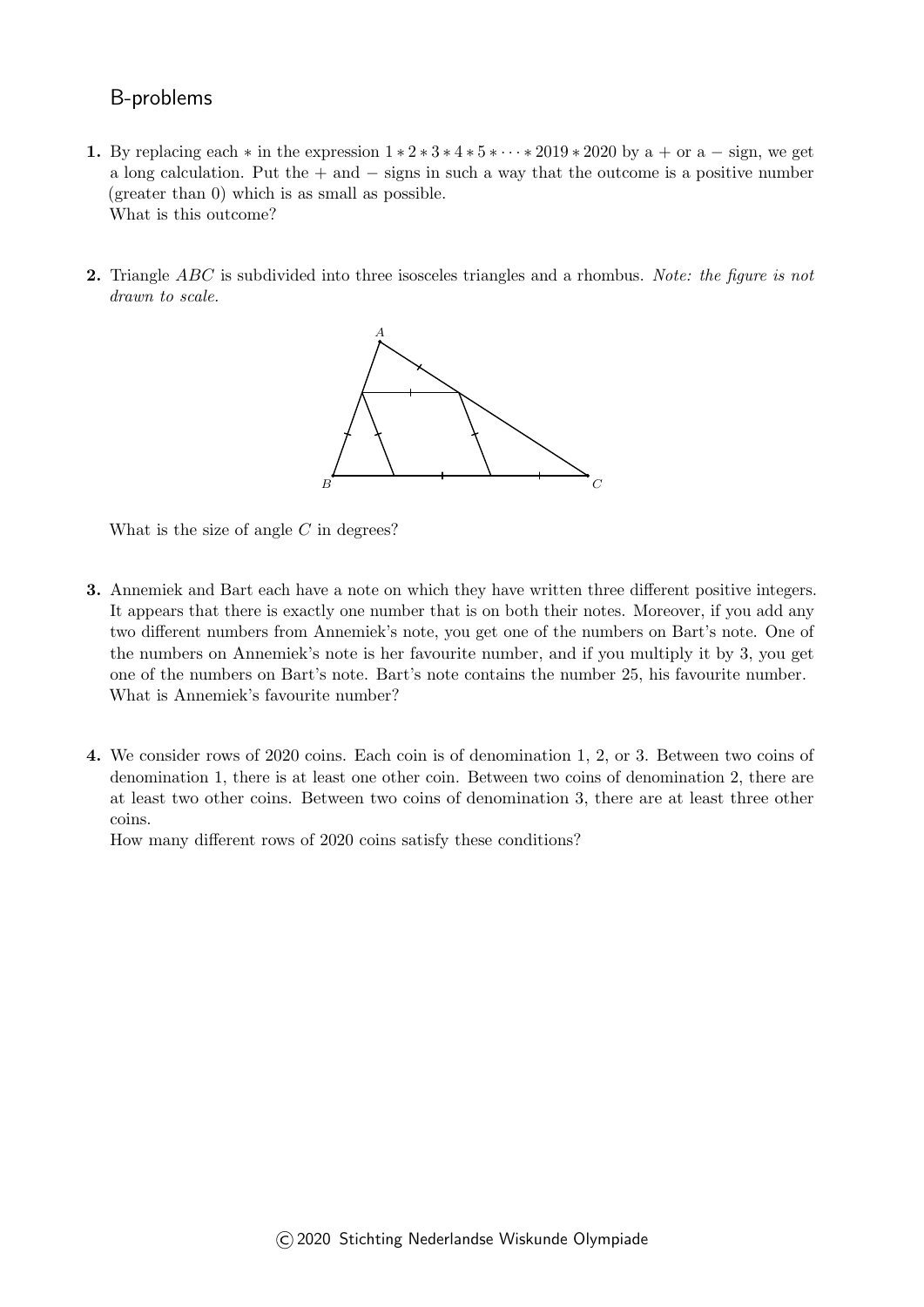## B-problems

**1.** By replacing each $*$ in the expression $1 * 2 * 3 * 4 * 5 * \cdots * 2019 * 2020$ by a $+$ or a $-$ sign, we get a long calculation. Put the $+$ and $-$ signs in such a way that the outcome is a positive number (greater than 0) which is as small as possible.
What is this outcome?

**2.** Triangle $ABC$ is subdivided into three isosceles triangles and a rhombus. *Note: the figure is not drawn to scale.*

A

B

C

What is the size of angle $C$ in degrees?

**3.** Annemiek and Bart each have a note on which they have written three different positive integers. It appears that there is exactly one number that is on both their notes. Moreover, if you add any two different numbers from Annemiek's note, you get one of the numbers on Bart's note. One of the numbers on Annemiek's note is her favourite number, and if you multiply it by 3, you get one of the numbers on Bart's note. Bart's note contains the number 25, his favourite number.
What is Annemiek's favourite number?

**4.** We consider rows of 2020 coins. Each coin is of denomination 1, 2, or 3. Between two coins of denomination 1, there is at least one other coin. Between two coins of denomination 2, there are at least two other coins. Between two coins of denomination 3, there are at least three other coins.
How many different rows of 2020 coins satisfy these conditions?